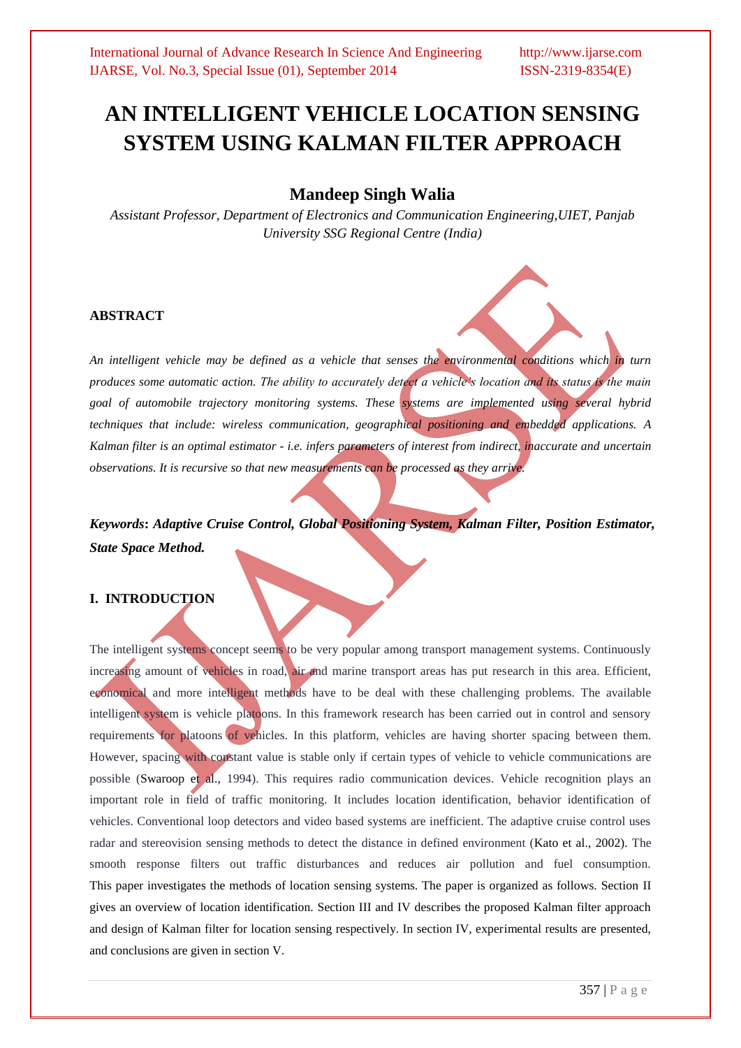# AN INTELLIGENT VEHICLE LOCATION SENSING SYSTEM USING KALMAN FILTER APPROACH

## Mandeep Singh Walia

*Assistant Professor, Department of Electronics and Communication Engineering,UIET, Panjab University SSG Regional Centre (India)*

### ABSTRACT

*An intelligent vehicle may be defined as a vehicle that senses the environmental conditions which in turn produces some automatic action. The ability to accurately detect a vehicle's location and its status is the main goal of automobile trajectory monitoring systems. These systems are implemented using several hybrid techniques that include: wireless communication, geographical positioning and embedded applications. A Kalman filter is an optimal estimator - i.e. infers parameters of interest from indirect, inaccurate and uncertain observations. It is recursive so that new measurements can be processed as they arrive.*

***Keywords*: *Adaptive Cruise Control, Global Positioning System, Kalman Filter, Position Estimator, State Space Method.***

### I. INTRODUCTION

The intelligent systems concept seems to be very popular among transport management systems. Continuously increasing amount of vehicles in road, air and marine transport areas has put research in this area. Efficient, economical and more intelligent methods have to be deal with these challenging problems. The available intelligent system is vehicle platoons. In this framework research has been carried out in control and sensory requirements for platoons of vehicles. In this platform, vehicles are having shorter spacing between them. However, spacing with constant value is stable only if certain types of vehicle to vehicle communications are possible (Swaroop et al., 1994). This requires radio communication devices. Vehicle recognition plays an important role in field of traffic monitoring. It includes location identification, behavior identification of vehicles. Conventional loop detectors and video based systems are inefficient. The adaptive cruise control uses radar and stereovision sensing methods to detect the distance in defined environment (Kato et al., 2002). The smooth response filters out traffic disturbances and reduces air pollution and fuel consumption. This paper investigates the methods of location sensing systems. The paper is organized as follows. Section II gives an overview of location identification. Section III and IV describes the proposed Kalman filter approach and design of Kalman filter for location sensing respectively. In section IV, experimental results are presented, and conclusions are given in section V.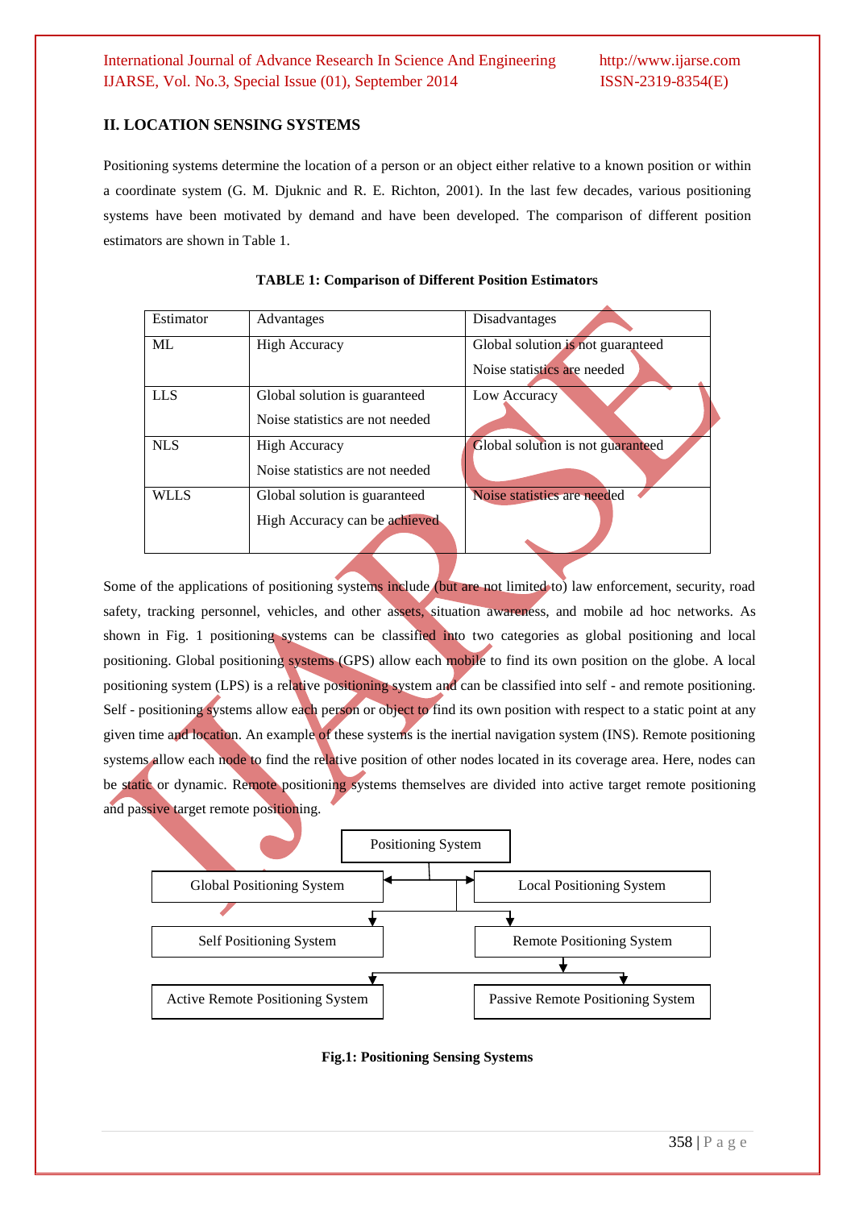## II. LOCATION SENSING SYSTEMS

Positioning systems determine the location of a person or an object either relative to a known position or within a coordinate system (G. M. Djuknic and R. E. Richton, 2001). In the last few decades, various positioning systems have been motivated by demand and have been developed. The comparison of different position estimators are shown in Table 1.

**TABLE 1: Comparison of Different Position Estimators**

| Estimator | Advantages | Disadvantages |
|---|---|---|
| ML | High Accuracy | Global solution is not guaranteed<br>Noise statistics are needed |
| LLS | Global solution is guaranteed<br>Noise statistics are not needed | Low Accuracy |
| NLS | High Accuracy<br>Noise statistics are not needed | Global solution is not guaranteed |
| WLLS | Global solution is guaranteed<br>High Accuracy can be achieved | Noise statistics are needed |

Some of the applications of positioning systems include (but are not limited to) law enforcement, security, road safety, tracking personnel, vehicles, and other assets, situation awareness, and mobile ad hoc networks. As shown in Fig. 1 positioning systems can be classified into two categories as global positioning and local positioning. Global positioning systems (GPS) allow each mobile to find its own position on the globe. A local positioning system (LPS) is a relative positioning system and can be classified into self - and remote positioning. Self - positioning systems allow each person or object to find its own position with respect to a static point at any given time and location. An example of these systems is the inertial navigation system (INS). Remote positioning systems allow each node to find the relative position of other nodes located in its coverage area. Here, nodes can be static or dynamic. Remote positioning systems themselves are divided into active target remote positioning and passive target remote positioning.

Positioning System
- Global Positioning System
- Local Positioning System
  - Self Positioning System
  - Remote Positioning System
    - Active Remote Positioning System
    - Passive Remote Positioning System

**Fig.1: Positioning Sensing Systems**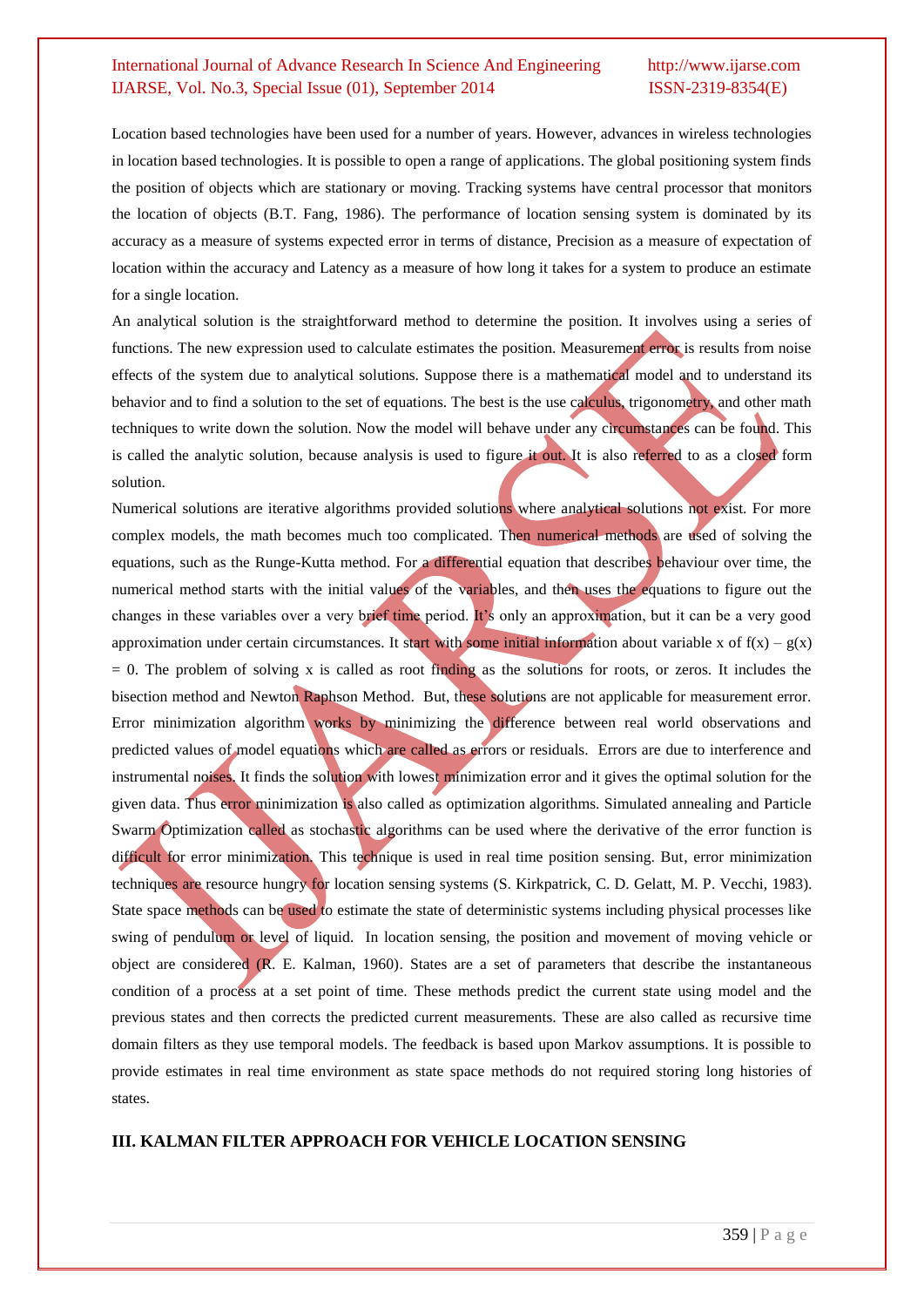Location based technologies have been used for a number of years. However, advances in wireless technologies in location based technologies. It is possible to open a range of applications. The global positioning system finds the position of objects which are stationary or moving. Tracking systems have central processor that monitors the location of objects (B.T. Fang, 1986). The performance of location sensing system is dominated by its accuracy as a measure of systems expected error in terms of distance, Precision as a measure of expectation of location within the accuracy and Latency as a measure of how long it takes for a system to produce an estimate for a single location.

An analytical solution is the straightforward method to determine the position. It involves using a series of functions. The new expression used to calculate estimates the position. Measurement error is results from noise effects of the system due to analytical solutions. Suppose there is a mathematical model and to understand its behavior and to find a solution to the set of equations. The best is the use calculus, trigonometry, and other math techniques to write down the solution. Now the model will behave under any circumstances can be found. This is called the analytic solution, because analysis is used to figure it out. It is also referred to as a closed form solution.

Numerical solutions are iterative algorithms provided solutions where analytical solutions not exist. For more complex models, the math becomes much too complicated. Then numerical methods are used of solving the equations, such as the Runge-Kutta method. For a differential equation that describes behaviour over time, the numerical method starts with the initial values of the variables, and then uses the equations to figure out the changes in these variables over a very brief time period. It's only an approximation, but it can be a very good approximation under certain circumstances. It start with some initial information about variable x of $f(x) – g(x) = 0$. The problem of solving x is called as root finding as the solutions for roots, or zeros. It includes the bisection method and Newton Raphson Method. But, these solutions are not applicable for measurement error. Error minimization algorithm works by minimizing the difference between real world observations and predicted values of model equations which are called as errors or residuals. Errors are due to interference and instrumental noises. It finds the solution with lowest minimization error and it gives the optimal solution for the given data. Thus error minimization is also called as optimization algorithms. Simulated annealing and Particle Swarm Optimization called as stochastic algorithms can be used where the derivative of the error function is difficult for error minimization. This technique is used in real time position sensing. But, error minimization techniques are resource hungry for location sensing systems (S. Kirkpatrick, C. D. Gelatt, M. P. Vecchi, 1983). State space methods can be used to estimate the state of deterministic systems including physical processes like swing of pendulum or level of liquid. In location sensing, the position and movement of moving vehicle or object are considered (R. E. Kalman, 1960). States are a set of parameters that describe the instantaneous condition of a process at a set point of time. These methods predict the current state using model and the previous states and then corrects the predicted current measurements. These are also called as recursive time domain filters as they use temporal models. The feedback is based upon Markov assumptions. It is possible to provide estimates in real time environment as state space methods do not required storing long histories of states.

## III. KALMAN FILTER APPROACH FOR VEHICLE LOCATION SENSING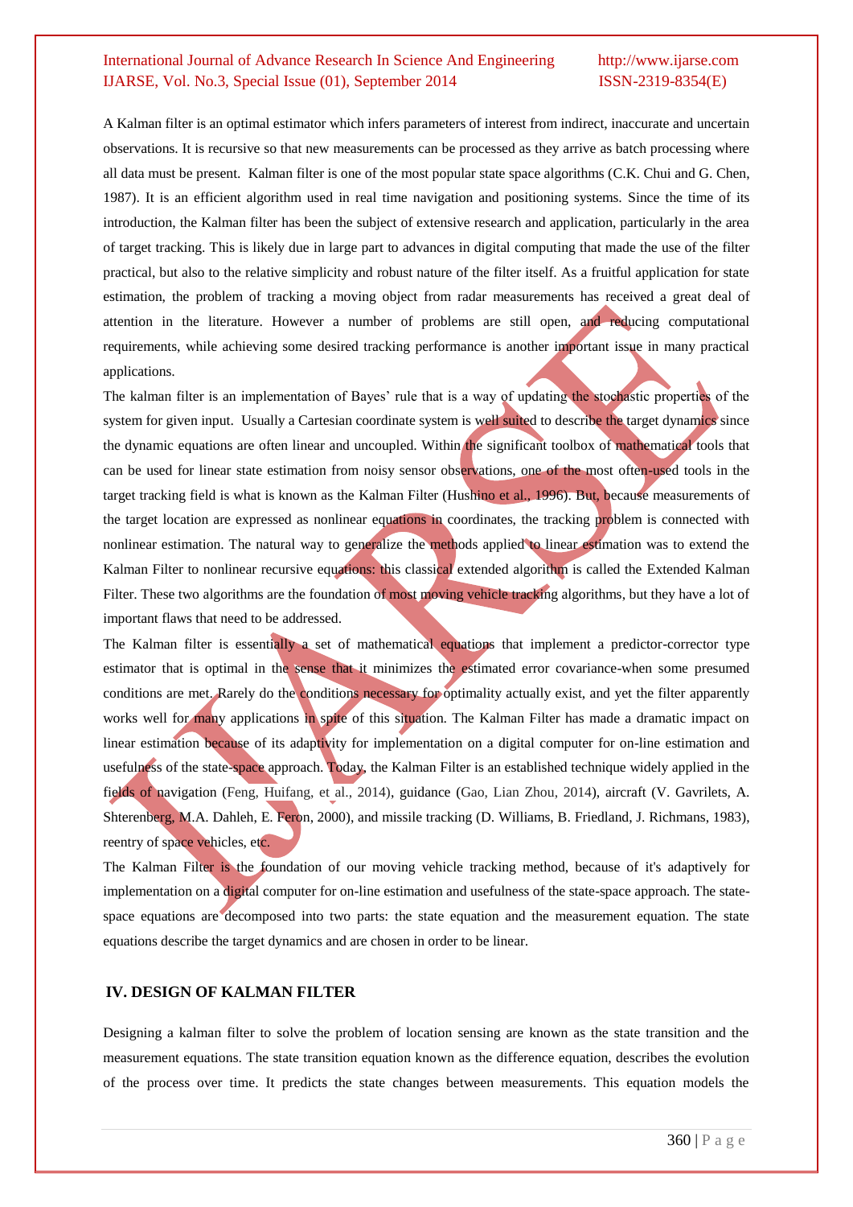A Kalman filter is an optimal estimator which infers parameters of interest from indirect, inaccurate and uncertain observations. It is recursive so that new measurements can be processed as they arrive as batch processing where all data must be present. Kalman filter is one of the most popular state space algorithms (C.K. Chui and G. Chen, 1987). It is an efficient algorithm used in real time navigation and positioning systems. Since the time of its introduction, the Kalman filter has been the subject of extensive research and application, particularly in the area of target tracking. This is likely due in large part to advances in digital computing that made the use of the filter practical, but also to the relative simplicity and robust nature of the filter itself. As a fruitful application for state estimation, the problem of tracking a moving object from radar measurements has received a great deal of attention in the literature. However a number of problems are still open, and reducing computational requirements, while achieving some desired tracking performance is another important issue in many practical applications.

The kalman filter is an implementation of Bayes' rule that is a way of updating the stochastic properties of the system for given input. Usually a Cartesian coordinate system is well suited to describe the target dynamics since the dynamic equations are often linear and uncoupled. Within the significant toolbox of mathematical tools that can be used for linear state estimation from noisy sensor observations, one of the most often-used tools in the target tracking field is what is known as the Kalman Filter (Hushino et al., 1996). But, because measurements of the target location are expressed as nonlinear equations in coordinates, the tracking problem is connected with nonlinear estimation. The natural way to generalize the methods applied to linear estimation was to extend the Kalman Filter to nonlinear recursive equations: this classical extended algorithm is called the Extended Kalman Filter. These two algorithms are the foundation of most moving vehicle tracking algorithms, but they have a lot of important flaws that need to be addressed.

The Kalman filter is essentially a set of mathematical equations that implement a predictor-corrector type estimator that is optimal in the sense that it minimizes the estimated error covariance-when some presumed conditions are met. Rarely do the conditions necessary for optimality actually exist, and yet the filter apparently works well for many applications in spite of this situation. The Kalman Filter has made a dramatic impact on linear estimation because of its adaptivity for implementation on a digital computer for on-line estimation and usefulness of the state-space approach. Today, the Kalman Filter is an established technique widely applied in the fields of navigation (Feng, Huifang, et al., 2014), guidance (Gao, Lian Zhou, 2014), aircraft (V. Gavrilets, A. Shterenberg, M.A. Dahleh, E. Feron, 2000), and missile tracking (D. Williams, B. Friedland, J. Richmans, 1983), reentry of space vehicles, etc.

The Kalman Filter is the foundation of our moving vehicle tracking method, because of it's adaptively for implementation on a digital computer for on-line estimation and usefulness of the state-space approach. The state-space equations are decomposed into two parts: the state equation and the measurement equation. The state equations describe the target dynamics and are chosen in order to be linear.

## IV. DESIGN OF KALMAN FILTER

Designing a kalman filter to solve the problem of location sensing are known as the state transition and the measurement equations. The state transition equation known as the difference equation, describes the evolution of the process over time. It predicts the state changes between measurements. This equation models the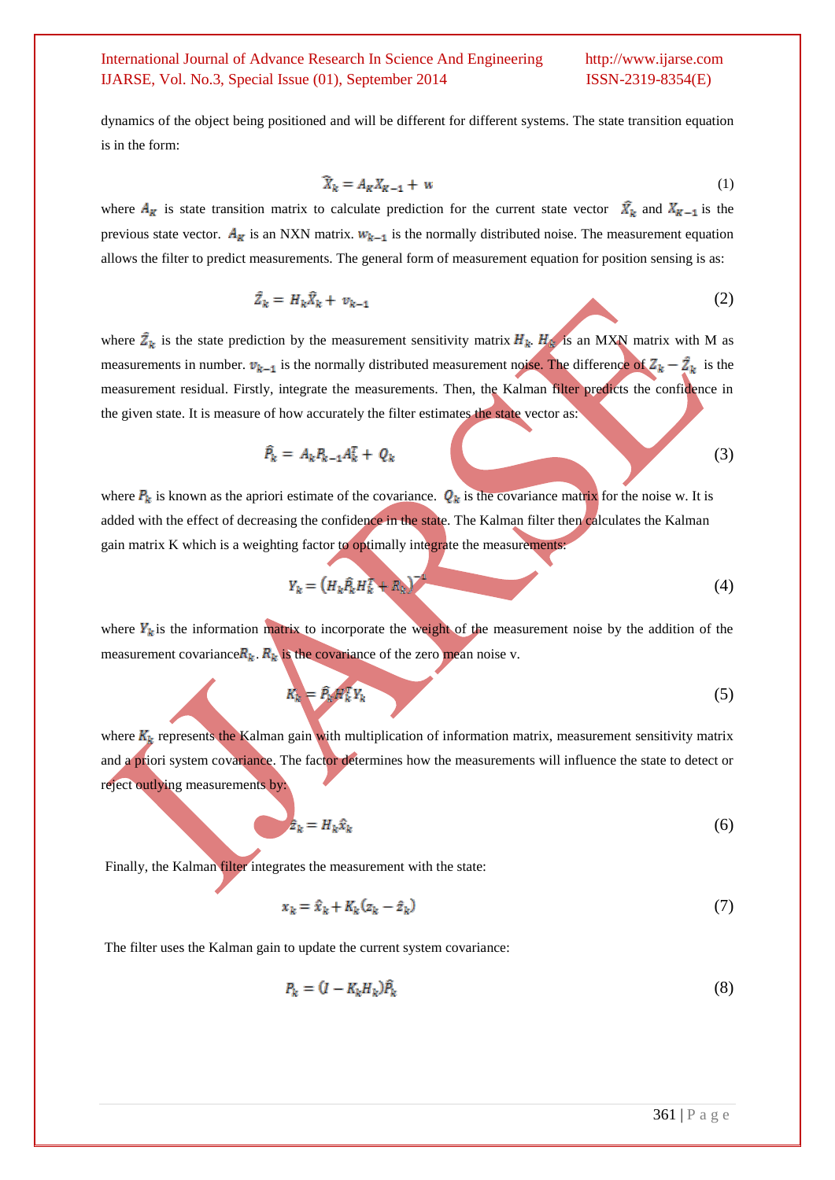dynamics of the object being positioned and will be different for different systems. The state transition equation is in the form:

$$\widehat{X}_k = A_K X_{K-1} + w \tag{1}$$

where $A_K$ is state transition matrix to calculate prediction for the current state vector $\widehat{X}_k$ and $X_{K-1}$ is the previous state vector. $A_K$ is an NXN matrix. $w_{k-1}$ is the normally distributed noise. The measurement equation allows the filter to predict measurements. The general form of measurement equation for position sensing is as:

$$\hat{Z}_k = H_k \widehat{X}_k + v_{k-1} \tag{2}$$

where $\hat{Z}_k$ is the state prediction by the measurement sensitivity matrix $H_k$. $H_k$ is an MXN matrix with M as measurements in number. $v_{k-1}$ is the normally distributed measurement noise. The difference of $Z_k - \hat{Z}_k$ is the measurement residual. Firstly, integrate the measurements. Then, the Kalman filter predicts the confidence in the given state. It is measure of how accurately the filter estimates the state vector as:

$$\widehat{P}_k = A_k P_{k-1} A_k^T + Q_k \tag{3}$$

where $P_k$ is known as the apriori estimate of the covariance. $Q_k$ is the covariance matrix for the noise w. It is added with the effect of decreasing the confidence in the state. The Kalman filter then calculates the Kalman gain matrix K which is a weighting factor to optimally integrate the measurements:

$$Y_k = \left(H_k \widehat{P}_k H_k^T + R_k\right)^{-1} \tag{4}$$

where $Y_k$ is the information matrix to incorporate the weight of the measurement noise by the addition of the measurement covariance $R_k$. $R_k$ is the covariance of the zero mean noise v.

$$K_k = \widehat{P}_k H_k^T Y_k \tag{5}$$

where $K_k$ represents the Kalman gain with multiplication of information matrix, measurement sensitivity matrix and a priori system covariance. The factor determines how the measurements will influence the state to detect or reject outlying measurements by:

$$\hat{z}_k = H_k \hat{x}_k \tag{6}$$

Finally, the Kalman filter integrates the measurement with the state:

$$x_k = \hat{x}_k + K_k(z_k - \hat{z}_k) \tag{7}$$

The filter uses the Kalman gain to update the current system covariance:

$$P_k = (I - K_k H_k)\widehat{P}_k \tag{8}$$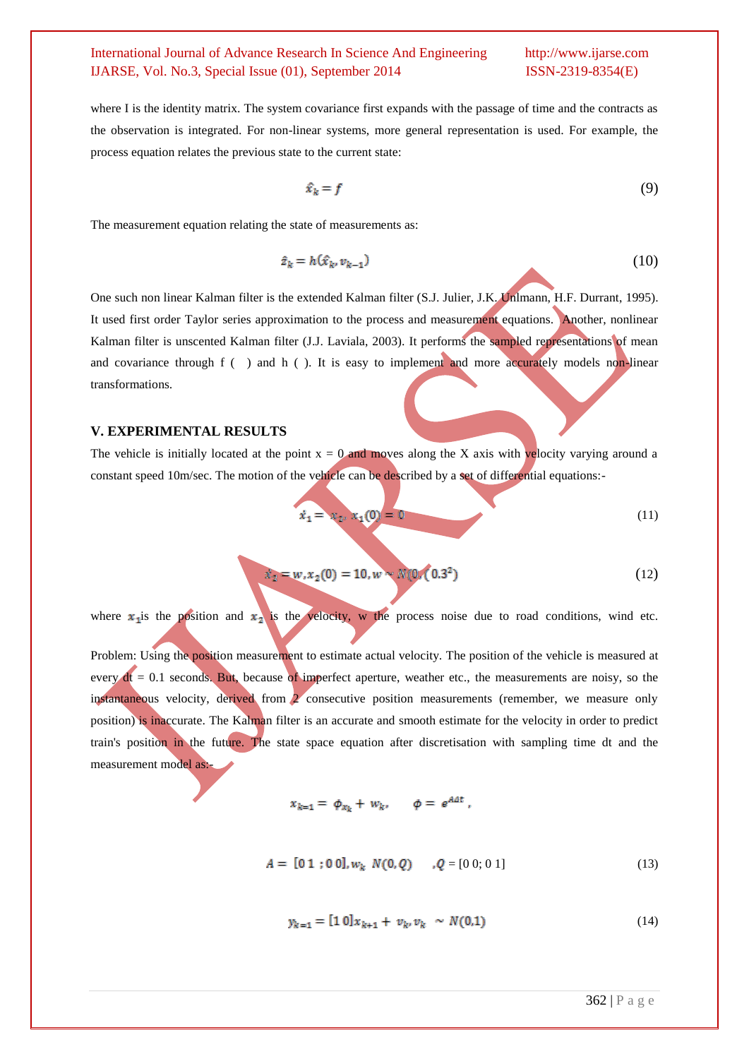where I is the identity matrix. The system covariance first expands with the passage of time and the contracts as the observation is integrated. For non-linear systems, more general representation is used. For example, the process equation relates the previous state to the current state:

$$\hat{x}_k = f \tag{9}$$

The measurement equation relating the state of measurements as:

$$\hat{z}_k = h(\hat{x}_k, v_{k-1}) \tag{10}$$

One such non linear Kalman filter is the extended Kalman filter (S.J. Julier, J.K. Unlmann, H.F. Durrant, 1995). It used first order Taylor series approximation to the process and measurement equations. Another, nonlinear Kalman filter is unscented Kalman filter (J.J. Laviala, 2003). It performs the sampled representations of mean and covariance through f ( ) and h ( ). It is easy to implement and more accurately models non-linear transformations.

## V. EXPERIMENTAL RESULTS

The vehicle is initially located at the point x = 0 and moves along the X axis with velocity varying around a constant speed 10m/sec. The motion of the vehicle can be described by a set of differential equations:-

$$\dot{x}_1 = x_2, x_1(0) = 0 \tag{11}$$

$$\dot{x}_2 = w, x_2(0) = 10, w \sim N(0, (0.3^2)) \tag{12}$$

where $x_1$is the position and $x_2$ is the velocity, w the process noise due to road conditions, wind etc.

Problem: Using the position measurement to estimate actual velocity. The position of the vehicle is measured at every dt = 0.1 seconds. But, because of imperfect aperture, weather etc., the measurements are noisy, so the instantaneous velocity, derived from 2 consecutive position measurements (remember, we measure only position) is inaccurate. The Kalman filter is an accurate and smooth estimate for the velocity in order to predict train's position in the future. The state space equation after discretisation with sampling time dt and the measurement model as:-

$$x_{k=1} = \phi_{x_k} + w_k, \qquad \phi = e^{Adt},$$

$$A = [0\ 1\ ;0\ 0], w_k\ N(0,Q) \qquad ,Q = [0\ 0;\ 0\ 1] \tag{13}$$

$$y_{k=1} = [1\ 0]x_{k+1} + v_k, v_k \sim N(0,1) \tag{14}$$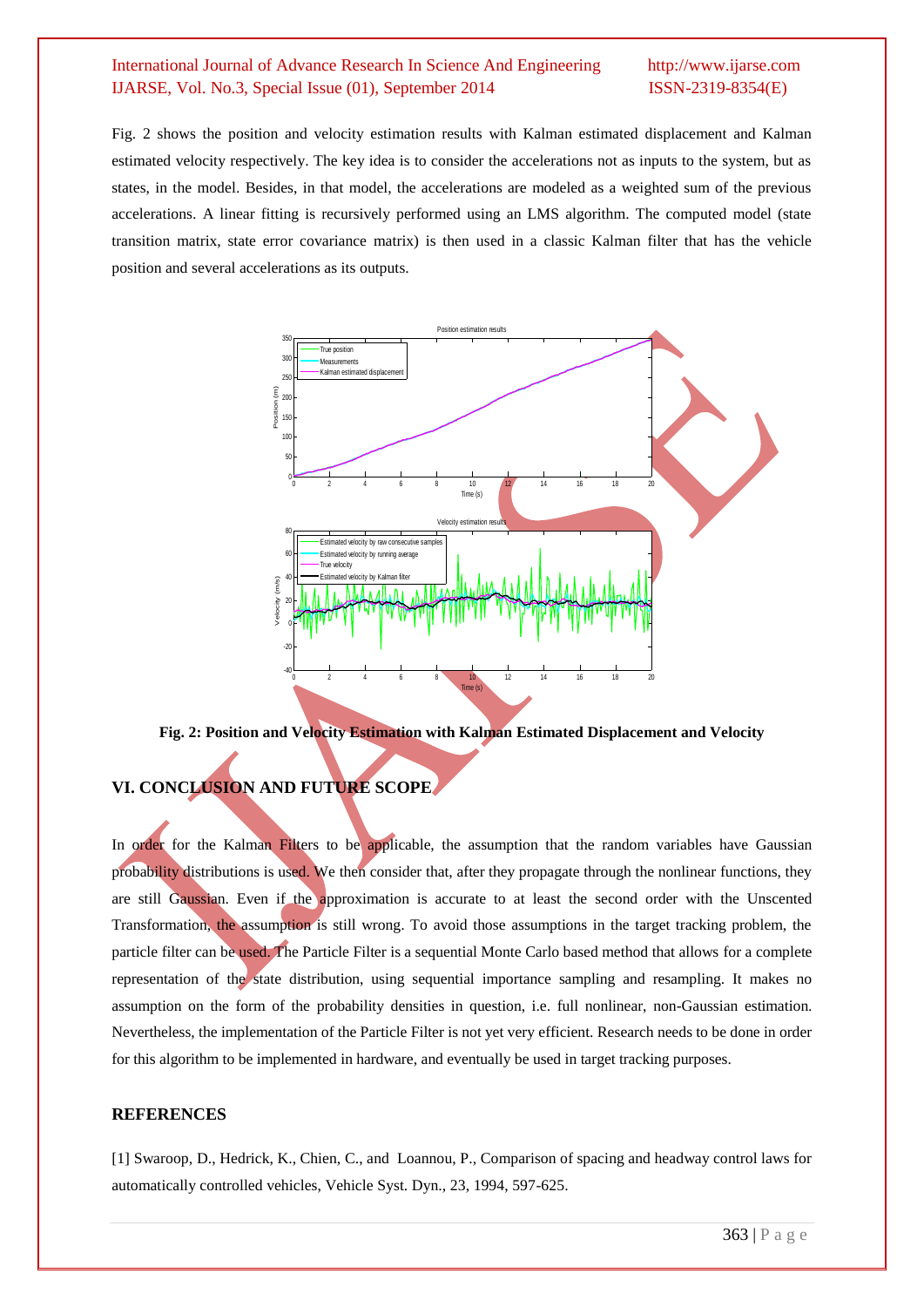Fig. 2 shows the position and velocity estimation results with Kalman estimated displacement and Kalman estimated velocity respectively. The key idea is to consider the accelerations not as inputs to the system, but as states, in the model. Besides, in that model, the accelerations are modeled as a weighted sum of the previous accelerations. A linear fitting is recursively performed using an LMS algorithm. The computed model (state transition matrix, state error covariance matrix) is then used in a classic Kalman filter that has the vehicle position and several accelerations as its outputs.

**Fig. 2: Position and Velocity Estimation with Kalman Estimated Displacement and Velocity**

## VI. CONCLUSION AND FUTURE SCOPE

In order for the Kalman Filters to be applicable, the assumption that the random variables have Gaussian probability distributions is used. We then consider that, after they propagate through the nonlinear functions, they are still Gaussian. Even if the approximation is accurate to at least the second order with the Unscented Transformation, the assumption is still wrong. To avoid those assumptions in the target tracking problem, the particle filter can be used. The Particle Filter is a sequential Monte Carlo based method that allows for a complete representation of the state distribution, using sequential importance sampling and resampling. It makes no assumption on the form of the probability densities in question, i.e. full nonlinear, non-Gaussian estimation. Nevertheless, the implementation of the Particle Filter is not yet very efficient. Research needs to be done in order for this algorithm to be implemented in hardware, and eventually be used in target tracking purposes.

## REFERENCES

[1] Swaroop, D., Hedrick, K., Chien, C., and Loannou, P., Comparison of spacing and headway control laws for automatically controlled vehicles, Vehicle Syst. Dyn., 23, 1994, 597-625.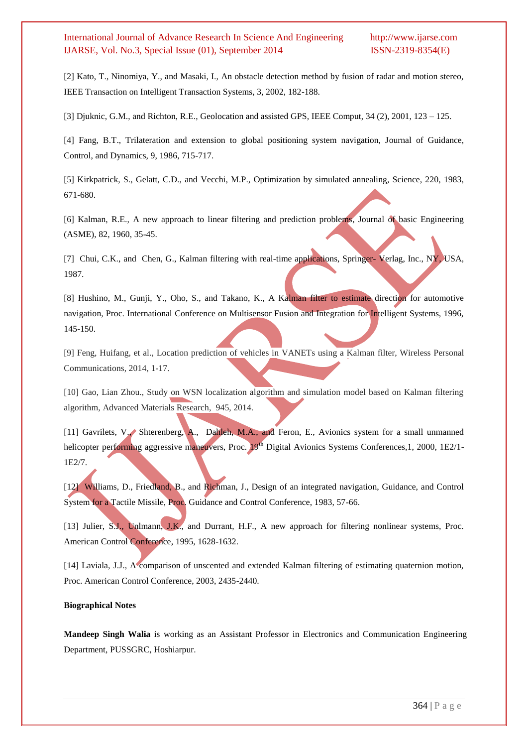[2] Kato, T., Ninomiya, Y., and Masaki, I., An obstacle detection method by fusion of radar and motion stereo, IEEE Transaction on Intelligent Transaction Systems, 3, 2002, 182-188.

[3] Djuknic, G.M., and Richton, R.E., Geolocation and assisted GPS, IEEE Comput, 34 (2), 2001, 123 – 125.

[4] Fang, B.T., Trilateration and extension to global positioning system navigation, Journal of Guidance, Control, and Dynamics, 9, 1986, 715-717.

[5] Kirkpatrick, S., Gelatt, C.D., and Vecchi, M.P., Optimization by simulated annealing, Science, 220, 1983, 671-680.

[6] Kalman, R.E., A new approach to linear filtering and prediction problems, Journal of basic Engineering (ASME), 82, 1960, 35-45.

[7] Chui, C.K., and Chen, G., Kalman filtering with real-time applications, Springer- Verlag, Inc., NY, USA, 1987.

[8] Hushino, M., Gunji, Y., Oho, S., and Takano, K., A Kalman filter to estimate direction for automotive navigation, Proc. International Conference on Multisensor Fusion and Integration for Intelligent Systems, 1996, 145-150.

[9] Feng, Huifang, et al., Location prediction of vehicles in VANETs using a Kalman filter, Wireless Personal Communications, 2014, 1-17.

[10] Gao, Lian Zhou., Study on WSN localization algorithm and simulation model based on Kalman filtering algorithm, Advanced Materials Research, 945, 2014.

[11] Gavrilets, V., Shterenberg, A., Dahleh, M.A., and Feron, E., Avionics system for a small unmanned helicopter performing aggressive maneuvers, Proc. 19th Digital Avionics Systems Conferences,1, 2000, 1E2/1-1E2/7.

[12] Williams, D., Friedland, B., and Richman, J., Design of an integrated navigation, Guidance, and Control System for a Tactile Missile, Proc. Guidance and Control Conference, 1983, 57-66.

[13] Julier, S.J., Unlmann, J.K., and Durrant, H.F., A new approach for filtering nonlinear systems, Proc. American Control Conference, 1995, 1628-1632.

[14] Laviala, J.J., A comparison of unscented and extended Kalman filtering of estimating quaternion motion, Proc. American Control Conference, 2003, 2435-2440.

**Biographical Notes**

**Mandeep Singh Walia** is working as an Assistant Professor in Electronics and Communication Engineering Department, PUSSGRC, Hoshiarpur.